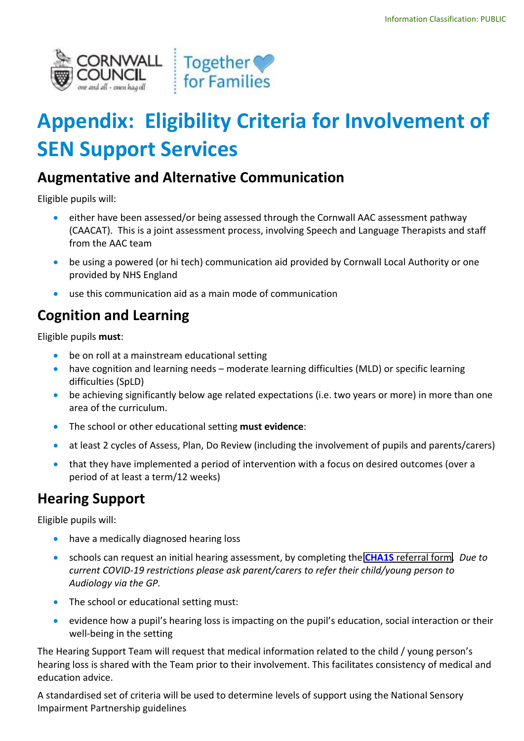# Appendix: Eligibility Criteria for Involvement of SEN Support Services

## Augmentative and Alternative Communication

Eligible pupils will:

- either have been assessed/or being assessed through the Cornwall AAC assessment pathway (CAACAT). This is a joint assessment process, involving Speech and Language Therapists and staff from the AAC team
- be using a powered (or hi tech) communication aid provided by Cornwall Local Authority or one provided by NHS England
- use this communication aid as a main mode of communication

## Cognition and Learning

Eligible pupils **must**:

- be on roll at a mainstream educational setting
- have cognition and learning needs – moderate learning difficulties (MLD) or specific learning difficulties (SpLD)
- be achieving significantly below age related expectations (i.e. two years or more) in more than one area of the curriculum.
- The school or other educational setting **must evidence**:
- at least 2 cycles of Assess, Plan, Do Review (including the involvement of pupils and parents/carers)
- that they have implemented a period of intervention with a focus on desired outcomes (over a period of at least a term/12 weeks)

## Hearing Support

Eligible pupils will:

- have a medically diagnosed hearing loss
- schools can request an initial hearing assessment, by completing the **CHA1S** referral form. *Due to current COVID-19 restrictions please ask parent/carers to refer their child/young person to Audiology via the GP.*
- The school or educational setting must:
- evidence how a pupil's hearing loss is impacting on the pupil's education, social interaction or their well-being in the setting

The Hearing Support Team will request that medical information related to the child / young person's hearing loss is shared with the Team prior to their involvement. This facilitates consistency of medical and education advice.

A standardised set of criteria will be used to determine levels of support using the National Sensory Impairment Partnership guidelines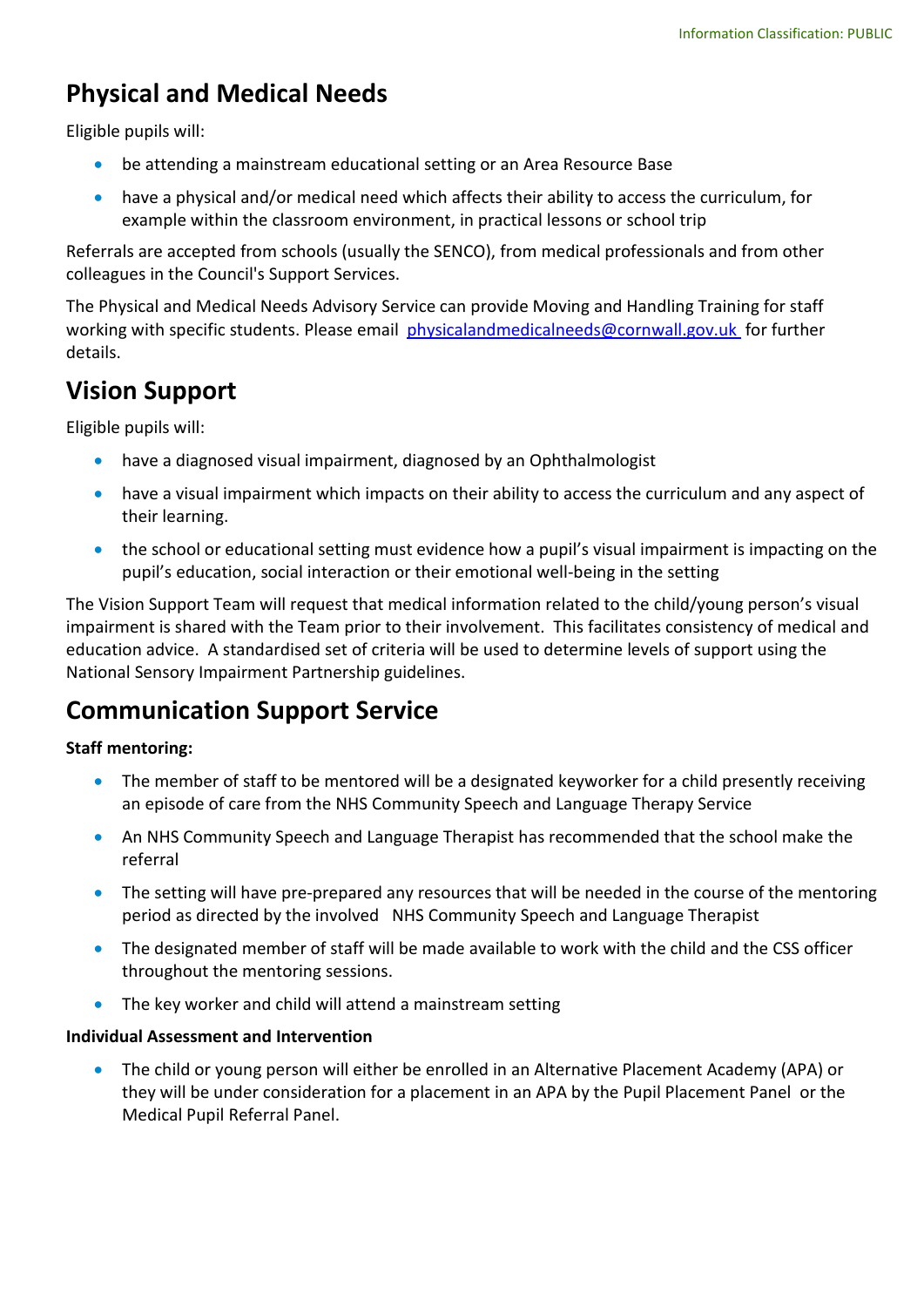## Physical and Medical Needs

Eligible pupils will:

- be attending a mainstream educational setting or an Area Resource Base
- have a physical and/or medical need which affects their ability to access the curriculum, for example within the classroom environment, in practical lessons or school trip

Referrals are accepted from schools (usually the SENCO), from medical professionals and from other colleagues in the Council's Support Services.

The Physical and Medical Needs Advisory Service can provide Moving and Handling Training for staff working with specific students. Please email [physicalandmedicalneeds@cornwall.gov.uk](mailto:physicalandmedicalneeds@cornwall.gov.uk) for further details.

## Vision Support

Eligible pupils will:

- have a diagnosed visual impairment, diagnosed by an Ophthalmologist
- have a visual impairment which impacts on their ability to access the curriculum and any aspect of their learning.
- the school or educational setting must evidence how a pupil's visual impairment is impacting on the pupil's education, social interaction or their emotional well-being in the setting

The Vision Support Team will request that medical information related to the child/young person's visual impairment is shared with the Team prior to their involvement. This facilitates consistency of medical and education advice. A standardised set of criteria will be used to determine levels of support using the National Sensory Impairment Partnership guidelines.

## Communication Support Service

**Staff mentoring:**

- The member of staff to be mentored will be a designated keyworker for a child presently receiving an episode of care from the NHS Community Speech and Language Therapy Service
- An NHS Community Speech and Language Therapist has recommended that the school make the referral
- The setting will have pre-prepared any resources that will be needed in the course of the mentoring period as directed by the involved NHS Community Speech and Language Therapist
- The designated member of staff will be made available to work with the child and the CSS officer throughout the mentoring sessions.
- The key worker and child will attend a mainstream setting

**Individual Assessment and Intervention**

- The child or young person will either be enrolled in an Alternative Placement Academy (APA) or they will be under consideration for a placement in an APA by the Pupil Placement Panel or the Medical Pupil Referral Panel.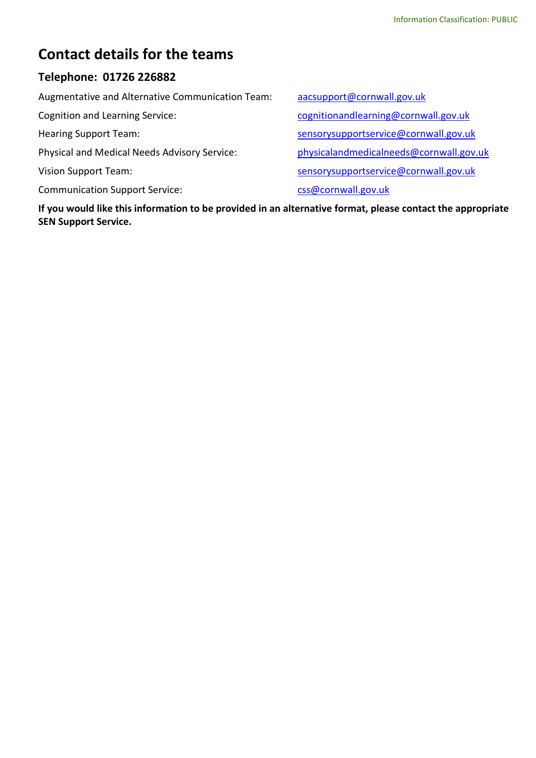## Contact details for the teams

### Telephone: 01726 226882

| | |
|---|---|
| Augmentative and Alternative Communication Team: | aacsupport@cornwall.gov.uk |
| Cognition and Learning Service: | cognitionandlearning@cornwall.gov.uk |
| Hearing Support Team: | sensorysupportservice@cornwall.gov.uk |
| Physical and Medical Needs Advisory Service: | physicalandmedicalneeds@cornwall.gov.uk |
| Vision Support Team: | sensorysupportservice@cornwall.gov.uk |
| Communication Support Service: | css@cornwall.gov.uk |

**If you would like this information to be provided in an alternative format, please contact the appropriate SEN Support Service.**